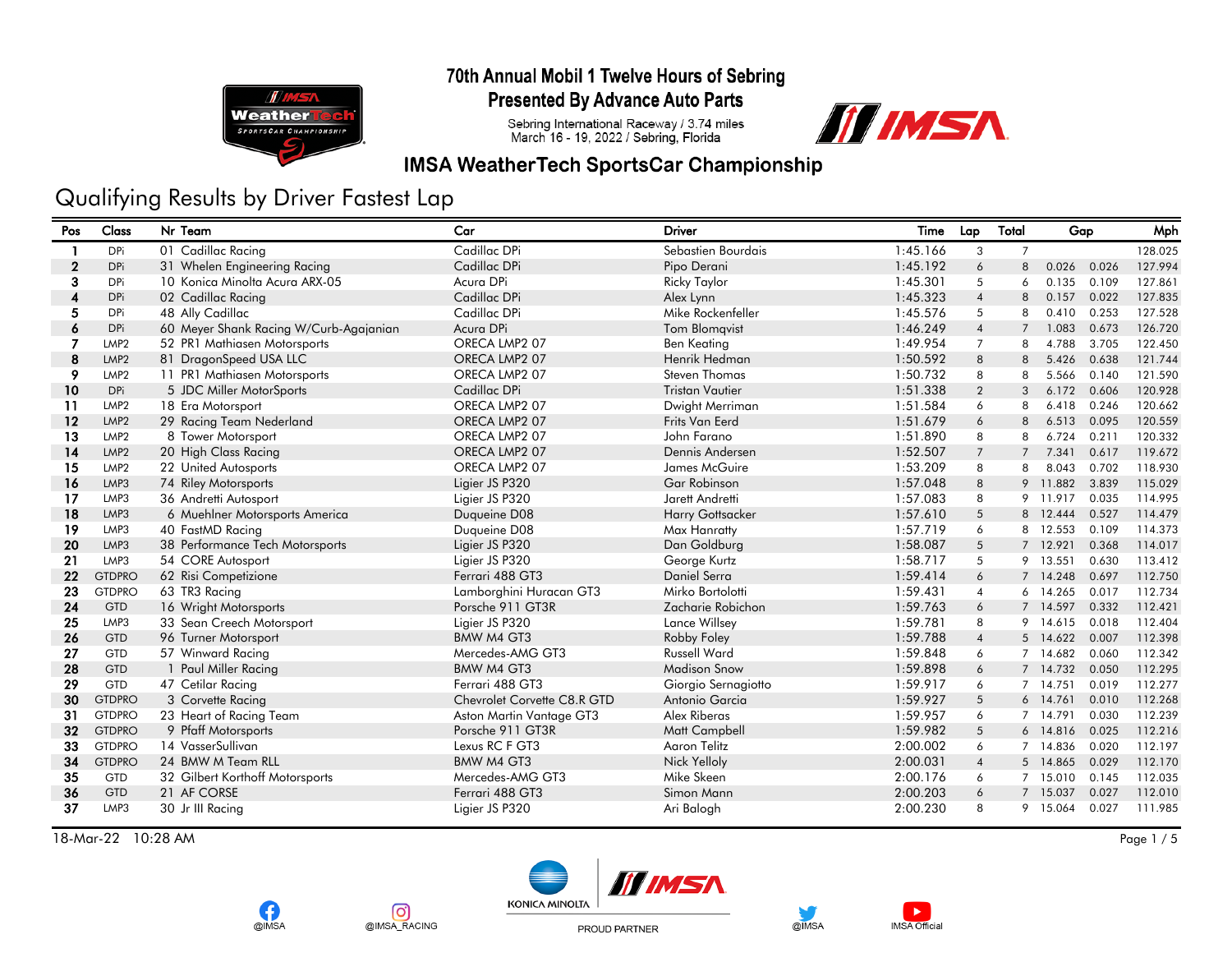# 70th Annual Mobil 1 Twelve Hours of Sebring

## Presented By Advance Auto Parts

Sebring International Raceway / 3.74 miles
March 16 - 19, 2022 / Sebring, Florida

## IMSA WeatherTech SportsCar Championship

# Qualifying Results by Driver Fastest Lap

| Pos | Class | Nr | Team | Car | Driver | Time | Lap | Total | Gap | | Mph |
|---|---|---|---|---|---|---|---|---|---|---|---|
| 1 | DPi | 01 | Cadillac Racing | Cadillac DPi | Sebastien Bourdais | 1:45.166 | 3 | 7 | | | 128.025 |
| 2 | DPi | 31 | Whelen Engineering Racing | Cadillac DPi | Pipo Derani | 1:45.192 | 6 | 8 | 0.026 | 0.026 | 127.994 |
| 3 | DPi | 10 | Konica Minolta Acura ARX-05 | Acura DPi | Ricky Taylor | 1:45.301 | 5 | 6 | 0.135 | 0.109 | 127.861 |
| 4 | DPi | 02 | Cadillac Racing | Cadillac DPi | Alex Lynn | 1:45.323 | 4 | 8 | 0.157 | 0.022 | 127.835 |
| 5 | DPi | 48 | Ally Cadillac | Cadillac DPi | Mike Rockenfeller | 1:45.576 | 5 | 8 | 0.410 | 0.253 | 127.528 |
| 6 | DPi | 60 | Meyer Shank Racing W/Curb-Agajanian | Acura DPi | Tom Blomqvist | 1:46.249 | 4 | 7 | 1.083 | 0.673 | 126.720 |
| 7 | LMP2 | 52 | PR1 Mathiasen Motorsports | ORECA LMP2 07 | Ben Keating | 1:49.954 | 7 | 8 | 4.788 | 3.705 | 122.450 |
| 8 | LMP2 | 81 | DragonSpeed USA LLC | ORECA LMP2 07 | Henrik Hedman | 1:50.592 | 8 | 8 | 5.426 | 0.638 | 121.744 |
| 9 | LMP2 | 11 | PR1 Mathiasen Motorsports | ORECA LMP2 07 | Steven Thomas | 1:50.732 | 8 | 8 | 5.566 | 0.140 | 121.590 |
| 10 | DPi | 5 | JDC Miller MotorSports | Cadillac DPi | Tristan Vautier | 1:51.338 | 2 | 3 | 6.172 | 0.606 | 120.928 |
| 11 | LMP2 | 18 | Era Motorsport | ORECA LMP2 07 | Dwight Merriman | 1:51.584 | 6 | 8 | 6.418 | 0.246 | 120.662 |
| 12 | LMP2 | 29 | Racing Team Nederland | ORECA LMP2 07 | Frits Van Eerd | 1:51.679 | 6 | 8 | 6.513 | 0.095 | 120.559 |
| 13 | LMP2 | 8 | Tower Motorsport | ORECA LMP2 07 | John Farano | 1:51.890 | 8 | 8 | 6.724 | 0.211 | 120.332 |
| 14 | LMP2 | 20 | High Class Racing | ORECA LMP2 07 | Dennis Andersen | 1:52.507 | 7 | 7 | 7.341 | 0.617 | 119.672 |
| 15 | LMP2 | 22 | United Autosports | ORECA LMP2 07 | James McGuire | 1:53.209 | 8 | 8 | 8.043 | 0.702 | 118.930 |
| 16 | LMP3 | 74 | Riley Motorsports | Ligier JS P320 | Gar Robinson | 1:57.048 | 8 | 9 | 11.882 | 3.839 | 115.029 |
| 17 | LMP3 | 36 | Andretti Autosport | Ligier JS P320 | Jarett Andretti | 1:57.083 | 8 | 9 | 11.917 | 0.035 | 114.995 |
| 18 | LMP3 | 6 | Muehlner Motorsports America | Duqueine D08 | Harry Gottsacker | 1:57.610 | 5 | 8 | 12.444 | 0.527 | 114.479 |
| 19 | LMP3 | 40 | FastMD Racing | Duqueine D08 | Max Hanratty | 1:57.719 | 6 | 8 | 12.553 | 0.109 | 114.373 |
| 20 | LMP3 | 38 | Performance Tech Motorsports | Ligier JS P320 | Dan Goldburg | 1:58.087 | 5 | 7 | 12.921 | 0.368 | 114.017 |
| 21 | LMP3 | 54 | CORE Autosport | Ligier JS P320 | George Kurtz | 1:58.717 | 5 | 9 | 13.551 | 0.630 | 113.412 |
| 22 | GTDPRO | 62 | Risi Competizione | Ferrari 488 GT3 | Daniel Serra | 1:59.414 | 6 | 7 | 14.248 | 0.697 | 112.750 |
| 23 | GTDPRO | 63 | TR3 Racing | Lamborghini Huracan GT3 | Mirko Bortolotti | 1:59.431 | 4 | 6 | 14.265 | 0.017 | 112.734 |
| 24 | GTD | 16 | Wright Motorsports | Porsche 911 GT3R | Zacharie Robichon | 1:59.763 | 6 | 7 | 14.597 | 0.332 | 112.421 |
| 25 | LMP3 | 33 | Sean Creech Motorsport | Ligier JS P320 | Lance Willsey | 1:59.781 | 8 | 9 | 14.615 | 0.018 | 112.404 |
| 26 | GTD | 96 | Turner Motorsport | BMW M4 GT3 | Robby Foley | 1:59.788 | 4 | 5 | 14.622 | 0.007 | 112.398 |
| 27 | GTD | 57 | Winward Racing | Mercedes-AMG GT3 | Russell Ward | 1:59.848 | 6 | 7 | 14.682 | 0.060 | 112.342 |
| 28 | GTD | 1 | Paul Miller Racing | BMW M4 GT3 | Madison Snow | 1:59.898 | 6 | 7 | 14.732 | 0.050 | 112.295 |
| 29 | GTD | 47 | Cetilar Racing | Ferrari 488 GT3 | Giorgio Sernagiotto | 1:59.917 | 6 | 7 | 14.751 | 0.019 | 112.277 |
| 30 | GTDPRO | 3 | Corvette Racing | Chevrolet Corvette C8.R GTD | Antonio Garcia | 1:59.927 | 5 | 6 | 14.761 | 0.010 | 112.268 |
| 31 | GTDPRO | 23 | Heart of Racing Team | Aston Martin Vantage GT3 | Alex Riberas | 1:59.957 | 6 | 7 | 14.791 | 0.030 | 112.239 |
| 32 | GTDPRO | 9 | Pfaff Motorsports | Porsche 911 GT3R | Matt Campbell | 1:59.982 | 5 | 6 | 14.816 | 0.025 | 112.216 |
| 33 | GTDPRO | 14 | VasserSullivan | Lexus RC F GT3 | Aaron Telitz | 2:00.002 | 6 | 7 | 14.836 | 0.020 | 112.197 |
| 34 | GTDPRO | 24 | BMW M Team RLL | BMW M4 GT3 | Nick Yelloly | 2:00.031 | 4 | 5 | 14.865 | 0.029 | 112.170 |
| 35 | GTD | 32 | Gilbert Korthoff Motorsports | Mercedes-AMG GT3 | Mike Skeen | 2:00.176 | 6 | 7 | 15.010 | 0.145 | 112.035 |
| 36 | GTD | 21 | AF CORSE | Ferrari 488 GT3 | Simon Mann | 2:00.203 | 6 | 7 | 15.037 | 0.027 | 112.010 |
| 37 | LMP3 | 30 | Jr III Racing | Ligier JS P320 | Ari Balogh | 2:00.230 | 8 | 9 | 15.064 | 0.027 | 111.985 |

18-Mar-22 10:28 AM

@IMSA @IMSA_RACING KONICA MINOLTA PROUD PARTNER @IMSA IMSA Official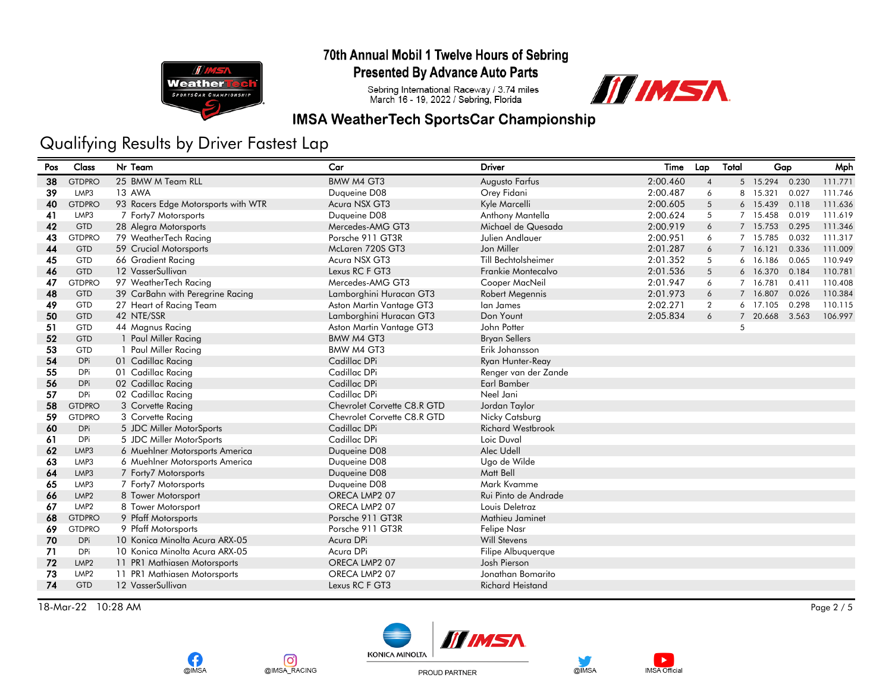# 70th Annual Mobil 1 Twelve Hours of Sebring

## Presented By Advance Auto Parts

Sebring International Raceway / 3.74 miles
March 16 - 19, 2022 / Sebring, Florida

## IMSA WeatherTech SportsCar Championship

# Qualifying Results by Driver Fastest Lap

| Pos | Class | Nr | Team | Car | Driver | Time | Lap | Total | Gap | | Mph |
|---|---|---|---|---|---|---|---|---|---|---|---|
| 38 | GTDPRO | 25 | BMW M Team RLL | BMW M4 GT3 | Augusto Farfus | 2:00.460 | 4 | 5 | 15.294 | 0.230 | 111.771 |
| 39 | LMP3 | 13 | AWA | Duqueine D08 | Orey Fidani | 2:00.487 | 6 | 8 | 15.321 | 0.027 | 111.746 |
| 40 | GTDPRO | 93 | Racers Edge Motorsports with WTR | Acura NSX GT3 | Kyle Marcelli | 2:00.605 | 5 | 6 | 15.439 | 0.118 | 111.636 |
| 41 | LMP3 | 7 | Forty7 Motorsports | Duqueine D08 | Anthony Mantella | 2:00.624 | 5 | 7 | 15.458 | 0.019 | 111.619 |
| 42 | GTD | 28 | Alegra Motorsports | Mercedes-AMG GT3 | Michael de Quesada | 2:00.919 | 6 | 7 | 15.753 | 0.295 | 111.346 |
| 43 | GTDPRO | 79 | WeatherTech Racing | Porsche 911 GT3R | Julien Andlauer | 2:00.951 | 6 | 7 | 15.785 | 0.032 | 111.317 |
| 44 | GTD | 59 | Crucial Motorsports | McLaren 720S GT3 | Jon Miller | 2:01.287 | 6 | 7 | 16.121 | 0.336 | 111.009 |
| 45 | GTD | 66 | Gradient Racing | Acura NSX GT3 | Till Bechtolsheimer | 2:01.352 | 5 | 6 | 16.186 | 0.065 | 110.949 |
| 46 | GTD | 12 | VasserSullivan | Lexus RC F GT3 | Frankie Montecalvo | 2:01.536 | 5 | 6 | 16.370 | 0.184 | 110.781 |
| 47 | GTDPRO | 97 | WeatherTech Racing | Mercedes-AMG GT3 | Cooper MacNeil | 2:01.947 | 6 | 7 | 16.781 | 0.411 | 110.408 |
| 48 | GTD | 39 | CarBahn with Peregrine Racing | Lamborghini Huracan GT3 | Robert Megennis | 2:01.973 | 6 | 7 | 16.807 | 0.026 | 110.384 |
| 49 | GTD | 27 | Heart of Racing Team | Aston Martin Vantage GT3 | Ian James | 2:02.271 | 2 | 6 | 17.105 | 0.298 | 110.115 |
| 50 | GTD | 42 | NTE/SSR | Lamborghini Huracan GT3 | Don Yount | 2:05.834 | 6 | 7 | 20.668 | 3.563 | 106.997 |
| 51 | GTD | 44 | Magnus Racing | Aston Martin Vantage GT3 | John Potter | | | 5 | | | |
| 52 | GTD | 1 | Paul Miller Racing | BMW M4 GT3 | Bryan Sellers | | | | | | |
| 53 | GTD | 1 | Paul Miller Racing | BMW M4 GT3 | Erik Johansson | | | | | | |
| 54 | DPi | 01 | Cadillac Racing | Cadillac DPi | Ryan Hunter-Reay | | | | | | |
| 55 | DPi | 01 | Cadillac Racing | Cadillac DPi | Renger van der Zande | | | | | | |
| 56 | DPi | 02 | Cadillac Racing | Cadillac DPi | Earl Bamber | | | | | | |
| 57 | DPi | 02 | Cadillac Racing | Cadillac DPi | Neel Jani | | | | | | |
| 58 | GTDPRO | 3 | Corvette Racing | Chevrolet Corvette C8.R GTD | Jordan Taylor | | | | | | |
| 59 | GTDPRO | 3 | Corvette Racing | Chevrolet Corvette C8.R GTD | Nicky Catsburg | | | | | | |
| 60 | DPi | 5 | JDC Miller MotorSports | Cadillac DPi | Richard Westbrook | | | | | | |
| 61 | DPi | 5 | JDC Miller MotorSports | Cadillac DPi | Loic Duval | | | | | | |
| 62 | LMP3 | 6 | Muehlner Motorsports America | Duqueine D08 | Alec Udell | | | | | | |
| 63 | LMP3 | 6 | Muehlner Motorsports America | Duqueine D08 | Ugo de Wilde | | | | | | |
| 64 | LMP3 | 7 | Forty7 Motorsports | Duqueine D08 | Matt Bell | | | | | | |
| 65 | LMP3 | 7 | Forty7 Motorsports | Duqueine D08 | Mark Kvamme | | | | | | |
| 66 | LMP2 | 8 | Tower Motorsport | ORECA LMP2 07 | Rui Pinto de Andrade | | | | | | |
| 67 | LMP2 | 8 | Tower Motorsport | ORECA LMP2 07 | Louis Deletraz | | | | | | |
| 68 | GTDPRO | 9 | Pfaff Motorsports | Porsche 911 GT3R | Mathieu Jaminet | | | | | | |
| 69 | GTDPRO | 9 | Pfaff Motorsports | Porsche 911 GT3R | Felipe Nasr | | | | | | |
| 70 | DPi | 10 | Konica Minolta Acura ARX-05 | Acura DPi | Will Stevens | | | | | | |
| 71 | DPi | 10 | Konica Minolta Acura ARX-05 | Acura DPi | Filipe Albuquerque | | | | | | |
| 72 | LMP2 | 11 | PR1 Mathiasen Motorsports | ORECA LMP2 07 | Josh Pierson | | | | | | |
| 73 | LMP2 | 11 | PR1 Mathiasen Motorsports | ORECA LMP2 07 | Jonathan Bomarito | | | | | | |
| 74 | GTD | 12 | VasserSullivan | Lexus RC F GT3 | Richard Heistand | | | | | | |

18-Mar-22 10:28 AM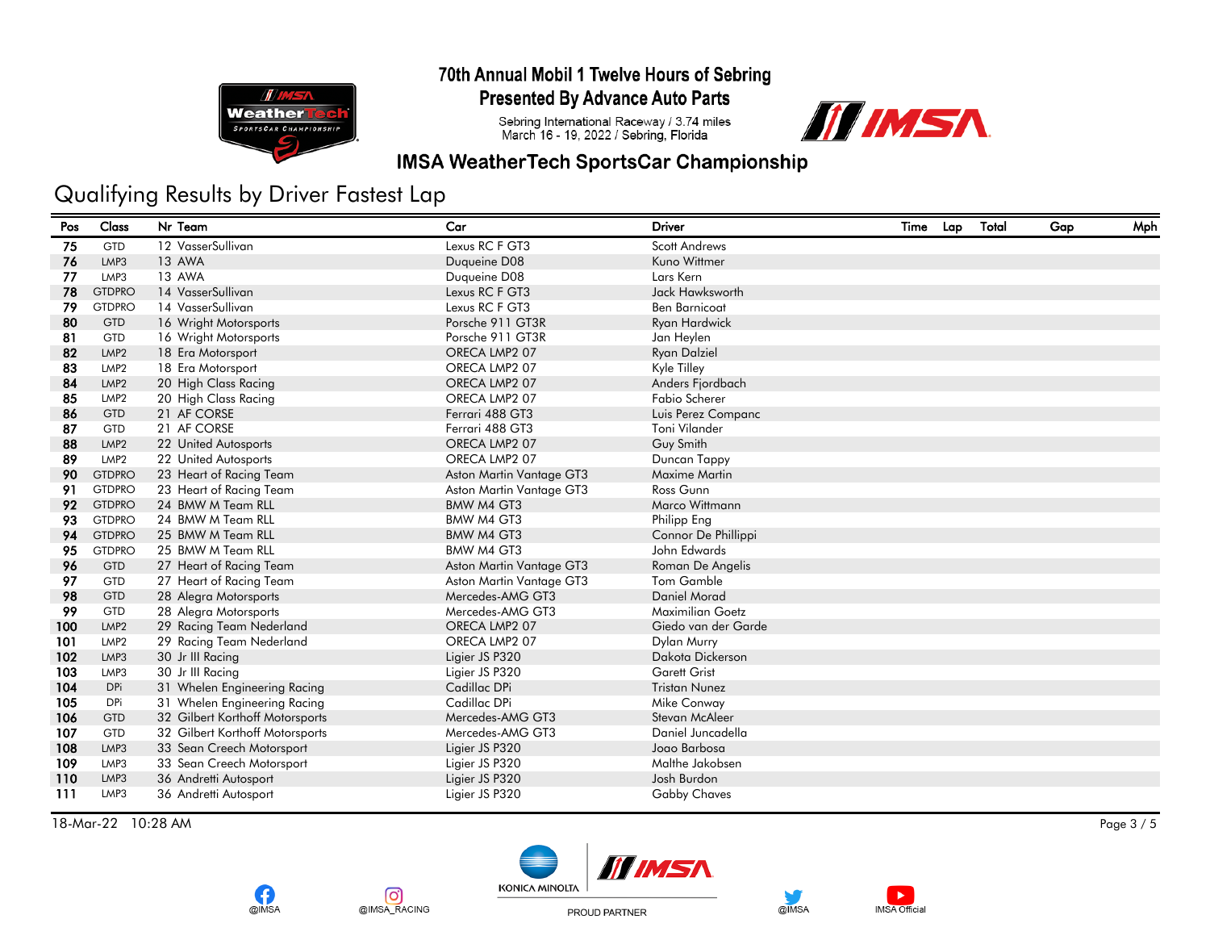# 70th Annual Mobil 1 Twelve Hours of Sebring

## Presented By Advance Auto Parts

Sebring International Raceway / 3.74 miles
March 16 - 19, 2022 / Sebring, Florida

## IMSA WeatherTech SportsCar Championship

# Qualifying Results by Driver Fastest Lap

| Pos | Class | Nr | Team | Car | Driver | Time | Lap | Total | Gap | Mph |
|---|---|---|---|---|---|---|---|---|---|---|
| 75 | GTD | 12 | VasserSullivan | Lexus RC F GT3 | Scott Andrews | | | | | |
| 76 | LMP3 | 13 | AWA | Duqueine D08 | Kuno Wittmer | | | | | |
| 77 | LMP3 | 13 | AWA | Duqueine D08 | Lars Kern | | | | | |
| 78 | GTDPRO | 14 | VasserSullivan | Lexus RC F GT3 | Jack Hawksworth | | | | | |
| 79 | GTDPRO | 14 | VasserSullivan | Lexus RC F GT3 | Ben Barnicoat | | | | | |
| 80 | GTD | 16 | Wright Motorsports | Porsche 911 GT3R | Ryan Hardwick | | | | | |
| 81 | GTD | 16 | Wright Motorsports | Porsche 911 GT3R | Jan Heylen | | | | | |
| 82 | LMP2 | 18 | Era Motorsport | ORECA LMP2 07 | Ryan Dalziel | | | | | |
| 83 | LMP2 | 18 | Era Motorsport | ORECA LMP2 07 | Kyle Tilley | | | | | |
| 84 | LMP2 | 20 | High Class Racing | ORECA LMP2 07 | Anders Fjordbach | | | | | |
| 85 | LMP2 | 20 | High Class Racing | ORECA LMP2 07 | Fabio Scherer | | | | | |
| 86 | GTD | 21 | AF CORSE | Ferrari 488 GT3 | Luis Perez Companc | | | | | |
| 87 | GTD | 21 | AF CORSE | Ferrari 488 GT3 | Toni Vilander | | | | | |
| 88 | LMP2 | 22 | United Autosports | ORECA LMP2 07 | Guy Smith | | | | | |
| 89 | LMP2 | 22 | United Autosports | ORECA LMP2 07 | Duncan Tappy | | | | | |
| 90 | GTDPRO | 23 | Heart of Racing Team | Aston Martin Vantage GT3 | Maxime Martin | | | | | |
| 91 | GTDPRO | 23 | Heart of Racing Team | Aston Martin Vantage GT3 | Ross Gunn | | | | | |
| 92 | GTDPRO | 24 | BMW M Team RLL | BMW M4 GT3 | Marco Wittmann | | | | | |
| 93 | GTDPRO | 24 | BMW M Team RLL | BMW M4 GT3 | Philipp Eng | | | | | |
| 94 | GTDPRO | 25 | BMW M Team RLL | BMW M4 GT3 | Connor De Phillippi | | | | | |
| 95 | GTDPRO | 25 | BMW M Team RLL | BMW M4 GT3 | John Edwards | | | | | |
| 96 | GTD | 27 | Heart of Racing Team | Aston Martin Vantage GT3 | Roman De Angelis | | | | | |
| 97 | GTD | 27 | Heart of Racing Team | Aston Martin Vantage GT3 | Tom Gamble | | | | | |
| 98 | GTD | 28 | Alegra Motorsports | Mercedes-AMG GT3 | Daniel Morad | | | | | |
| 99 | GTD | 28 | Alegra Motorsports | Mercedes-AMG GT3 | Maximilian Goetz | | | | | |
| 100 | LMP2 | 29 | Racing Team Nederland | ORECA LMP2 07 | Giedo van der Garde | | | | | |
| 101 | LMP2 | 29 | Racing Team Nederland | ORECA LMP2 07 | Dylan Murry | | | | | |
| 102 | LMP3 | 30 | Jr III Racing | Ligier JS P320 | Dakota Dickerson | | | | | |
| 103 | LMP3 | 30 | Jr III Racing | Ligier JS P320 | Garett Grist | | | | | |
| 104 | DPi | 31 | Whelen Engineering Racing | Cadillac DPi | Tristan Nunez | | | | | |
| 105 | DPi | 31 | Whelen Engineering Racing | Cadillac DPi | Mike Conway | | | | | |
| 106 | GTD | 32 | Gilbert Korthoff Motorsports | Mercedes-AMG GT3 | Stevan McAleer | | | | | |
| 107 | GTD | 32 | Gilbert Korthoff Motorsports | Mercedes-AMG GT3 | Daniel Juncadella | | | | | |
| 108 | LMP3 | 33 | Sean Creech Motorsport | Ligier JS P320 | Joao Barbosa | | | | | |
| 109 | LMP3 | 33 | Sean Creech Motorsport | Ligier JS P320 | Malthe Jakobsen | | | | | |
| 110 | LMP3 | 36 | Andretti Autosport | Ligier JS P320 | Josh Burdon | | | | | |
| 111 | LMP3 | 36 | Andretti Autosport | Ligier JS P320 | Gabby Chaves | | | | | |

18-Mar-22 10:28 AM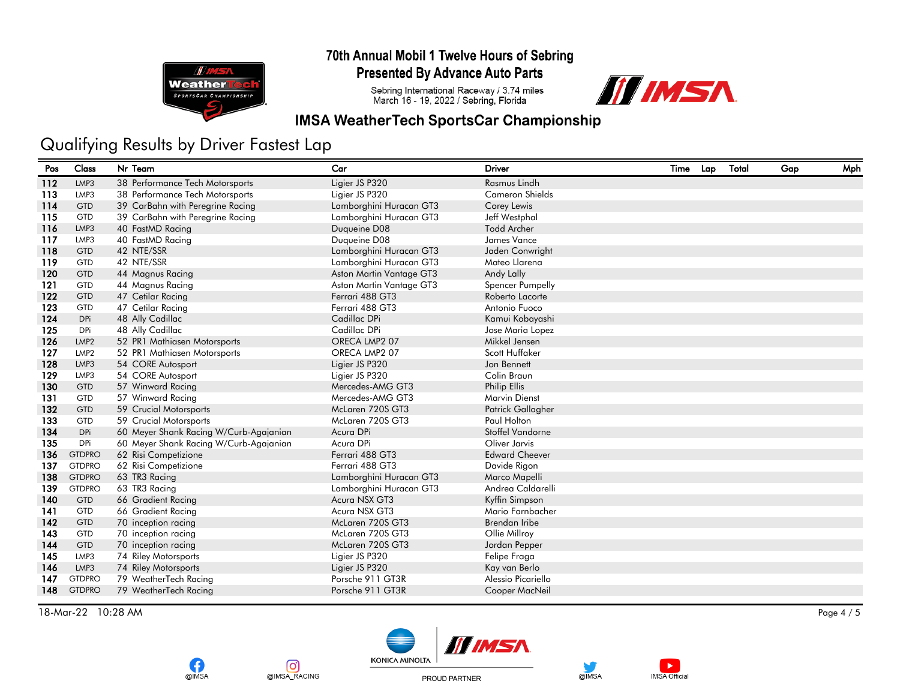# 70th Annual Mobil 1 Twelve Hours of Sebring
## Presented By Advance Auto Parts

Sebring International Raceway / 3.74 miles
March 16 - 19, 2022 / Sebring, Florida

## IMSA WeatherTech SportsCar Championship

# Qualifying Results by Driver Fastest Lap

| Pos | Class | Nr | Team | Car | Driver | Time | Lap | Total | Gap | Mph |
|---|---|---|---|---|---|---|---|---|---|---|
| 112 | LMP3 | 38 | Performance Tech Motorsports | Ligier JS P320 | Rasmus Lindh | | | | | |
| 113 | LMP3 | 38 | Performance Tech Motorsports | Ligier JS P320 | Cameron Shields | | | | | |
| 114 | GTD | 39 | CarBahn with Peregrine Racing | Lamborghini Huracan GT3 | Corey Lewis | | | | | |
| 115 | GTD | 39 | CarBahn with Peregrine Racing | Lamborghini Huracan GT3 | Jeff Westphal | | | | | |
| 116 | LMP3 | 40 | FastMD Racing | Duqueine D08 | Todd Archer | | | | | |
| 117 | LMP3 | 40 | FastMD Racing | Duqueine D08 | James Vance | | | | | |
| 118 | GTD | 42 | NTE/SSR | Lamborghini Huracan GT3 | Jaden Conwright | | | | | |
| 119 | GTD | 42 | NTE/SSR | Lamborghini Huracan GT3 | Mateo Llarena | | | | | |
| 120 | GTD | 44 | Magnus Racing | Aston Martin Vantage GT3 | Andy Lally | | | | | |
| 121 | GTD | 44 | Magnus Racing | Aston Martin Vantage GT3 | Spencer Pumpelly | | | | | |
| 122 | GTD | 47 | Cetilar Racing | Ferrari 488 GT3 | Roberto Lacorte | | | | | |
| 123 | GTD | 47 | Cetilar Racing | Ferrari 488 GT3 | Antonio Fuoco | | | | | |
| 124 | DPi | 48 | Ally Cadillac | Cadillac DPi | Kamui Kobayashi | | | | | |
| 125 | DPi | 48 | Ally Cadillac | Cadillac DPi | Jose Maria Lopez | | | | | |
| 126 | LMP2 | 52 | PR1 Mathiasen Motorsports | ORECA LMP2 07 | Mikkel Jensen | | | | | |
| 127 | LMP2 | 52 | PR1 Mathiasen Motorsports | ORECA LMP2 07 | Scott Huffaker | | | | | |
| 128 | LMP3 | 54 | CORE Autosport | Ligier JS P320 | Jon Bennett | | | | | |
| 129 | LMP3 | 54 | CORE Autosport | Ligier JS P320 | Colin Braun | | | | | |
| 130 | GTD | 57 | Winward Racing | Mercedes-AMG GT3 | Philip Ellis | | | | | |
| 131 | GTD | 57 | Winward Racing | Mercedes-AMG GT3 | Marvin Dienst | | | | | |
| 132 | GTD | 59 | Crucial Motorsports | McLaren 720S GT3 | Patrick Gallagher | | | | | |
| 133 | GTD | 59 | Crucial Motorsports | McLaren 720S GT3 | Paul Holton | | | | | |
| 134 | DPi | 60 | Meyer Shank Racing W/Curb-Agajanian | Acura DPi | Stoffel Vandorne | | | | | |
| 135 | DPi | 60 | Meyer Shank Racing W/Curb-Agajanian | Acura DPi | Oliver Jarvis | | | | | |
| 136 | GTDPRO | 62 | Risi Competizione | Ferrari 488 GT3 | Edward Cheever | | | | | |
| 137 | GTDPRO | 62 | Risi Competizione | Ferrari 488 GT3 | Davide Rigon | | | | | |
| 138 | GTDPRO | 63 | TR3 Racing | Lamborghini Huracan GT3 | Marco Mapelli | | | | | |
| 139 | GTDPRO | 63 | TR3 Racing | Lamborghini Huracan GT3 | Andrea Caldarelli | | | | | |
| 140 | GTD | 66 | Gradient Racing | Acura NSX GT3 | Kyffin Simpson | | | | | |
| 141 | GTD | 66 | Gradient Racing | Acura NSX GT3 | Mario Farnbacher | | | | | |
| 142 | GTD | 70 | inception racing | McLaren 720S GT3 | Brendan Iribe | | | | | |
| 143 | GTD | 70 | inception racing | McLaren 720S GT3 | Ollie Millroy | | | | | |
| 144 | GTD | 70 | inception racing | McLaren 720S GT3 | Jordan Pepper | | | | | |
| 145 | LMP3 | 74 | Riley Motorsports | Ligier JS P320 | Felipe Fraga | | | | | |
| 146 | LMP3 | 74 | Riley Motorsports | Ligier JS P320 | Kay van Berlo | | | | | |
| 147 | GTDPRO | 79 | WeatherTech Racing | Porsche 911 GT3R | Alessio Picariello | | | | | |
| 148 | GTDPRO | 79 | WeatherTech Racing | Porsche 911 GT3R | Cooper MacNeil | | | | | |

18-Mar-22 10:28 AM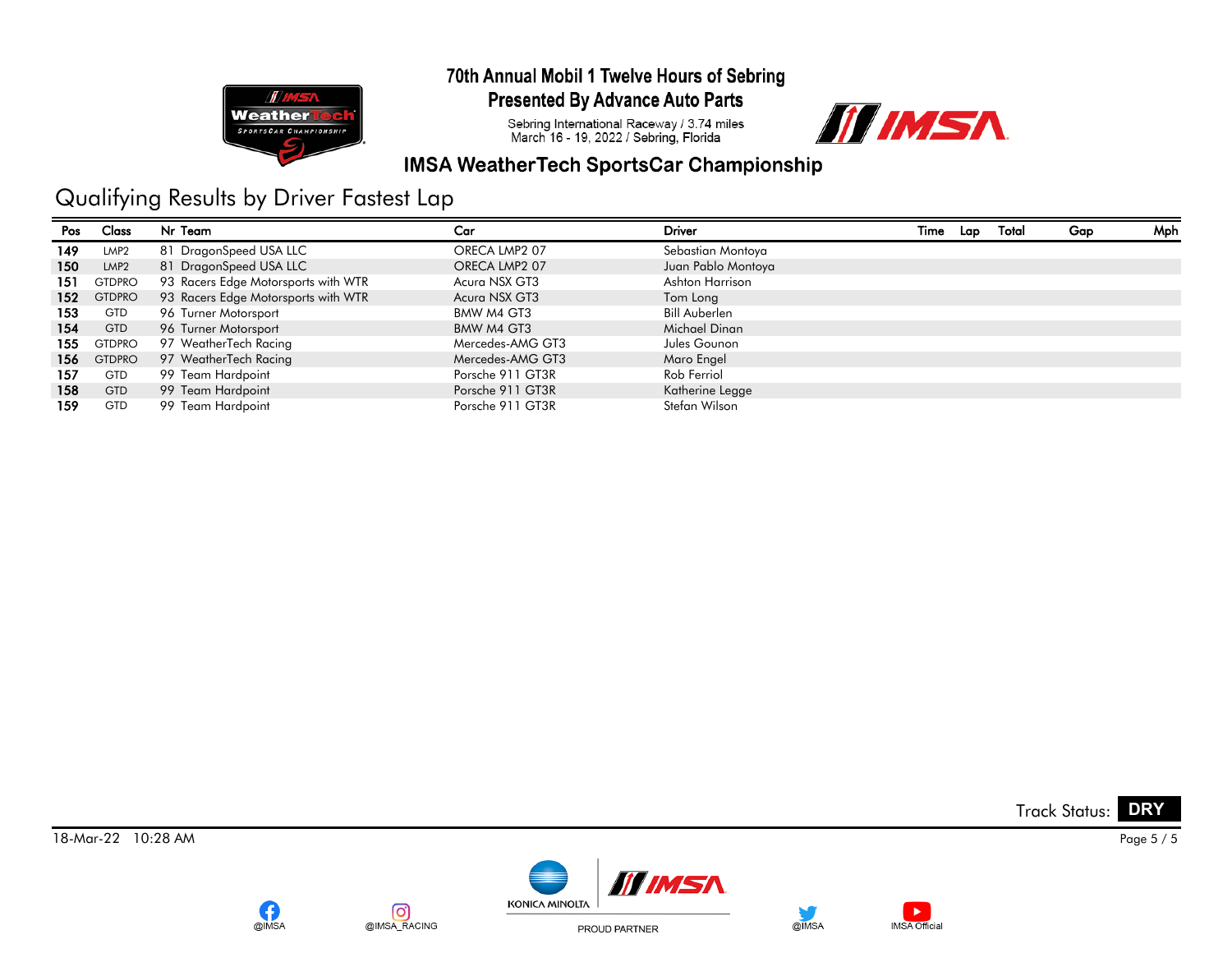# 70th Annual Mobil 1 Twelve Hours of Sebring

## Presented By Advance Auto Parts

Sebring International Raceway / 3.74 miles
March 16 - 19, 2022 / Sebring, Florida

## IMSA WeatherTech SportsCar Championship

# Qualifying Results by Driver Fastest Lap

| Pos | Class | Nr | Team | Car | Driver | Time | Lap | Total | Gap | Mph |
|---|---|---|---|---|---|---|---|---|---|---|
| 149 | LMP2 | 81 | DragonSpeed USA LLC | ORECA LMP2 07 | Sebastian Montoya | | | | | |
| 150 | LMP2 | 81 | DragonSpeed USA LLC | ORECA LMP2 07 | Juan Pablo Montoya | | | | | |
| 151 | GTDPRO | 93 | Racers Edge Motorsports with WTR | Acura NSX GT3 | Ashton Harrison | | | | | |
| 152 | GTDPRO | 93 | Racers Edge Motorsports with WTR | Acura NSX GT3 | Tom Long | | | | | |
| 153 | GTD | 96 | Turner Motorsport | BMW M4 GT3 | Bill Auberlen | | | | | |
| 154 | GTD | 96 | Turner Motorsport | BMW M4 GT3 | Michael Dinan | | | | | |
| 155 | GTDPRO | 97 | WeatherTech Racing | Mercedes-AMG GT3 | Jules Gounon | | | | | |
| 156 | GTDPRO | 97 | WeatherTech Racing | Mercedes-AMG GT3 | Maro Engel | | | | | |
| 157 | GTD | 99 | Team Hardpoint | Porsche 911 GT3R | Rob Ferriol | | | | | |
| 158 | GTD | 99 | Team Hardpoint | Porsche 911 GT3R | Katherine Legge | | | | | |
| 159 | GTD | 99 | Team Hardpoint | Porsche 911 GT3R | Stefan Wilson | | | | | |

Track Status: DRY

18-Mar-22 10:28 AM